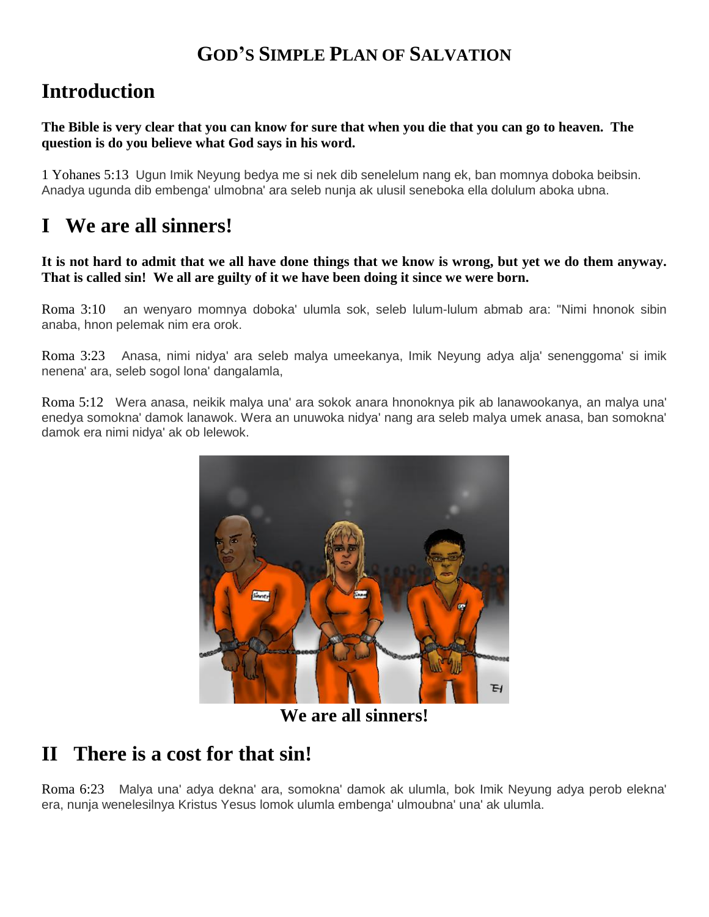# God's Simple Plan of Salvation

## Introduction

**The Bible is very clear that you can know for sure that when you die that you can go to heaven. The question is do you believe what God says in his word.**

1 Yohanes 5:13 Ugun Imik Neyung bedya me si nek dib senelelum nang ek, ban momnya doboka beibsin. Anadya ugunda dib embenga' ulmobna' ara seleb nunja ak ulusil seneboka ella dolulum aboka ubna.

## I We are all sinners!

**It is not hard to admit that we all have done things that we know is wrong, but yet we do them anyway. That is called sin! We all are guilty of it we have been doing it since we were born.**

Roma 3:10 an wenyaro momnya doboka' ulumla sok, seleb lulum-lulum abmab ara: "Nimi hnonok sibin anaba, hnon pelemak nim era orok.

Roma 3:23 Anasa, nimi nidya' ara seleb malya umeekanya, Imik Neyung adya alja' senenggoma' si imik nenena' ara, seleb sogol lona' dangalamla,

Roma 5:12 Wera anasa, neikik malya una' ara sokok anara hnonoknya pik ab lanawookanya, an malya una' enedya somokna' damok lanawok. Wera an unuwoka nidya' nang ara seleb malya umek anasa, ban somokna' damok era nimi nidya' ak ob lelewok.

**We are all sinners!**

## II There is a cost for that sin!

Roma 6:23 Malya una' adya dekna' ara, somokna' damok ak ulumla, bok Imik Neyung adya perob elekna' era, nunja wenelesilnya Kristus Yesus lomok ulumla embenga' ulmoubna' una' ak ulumla.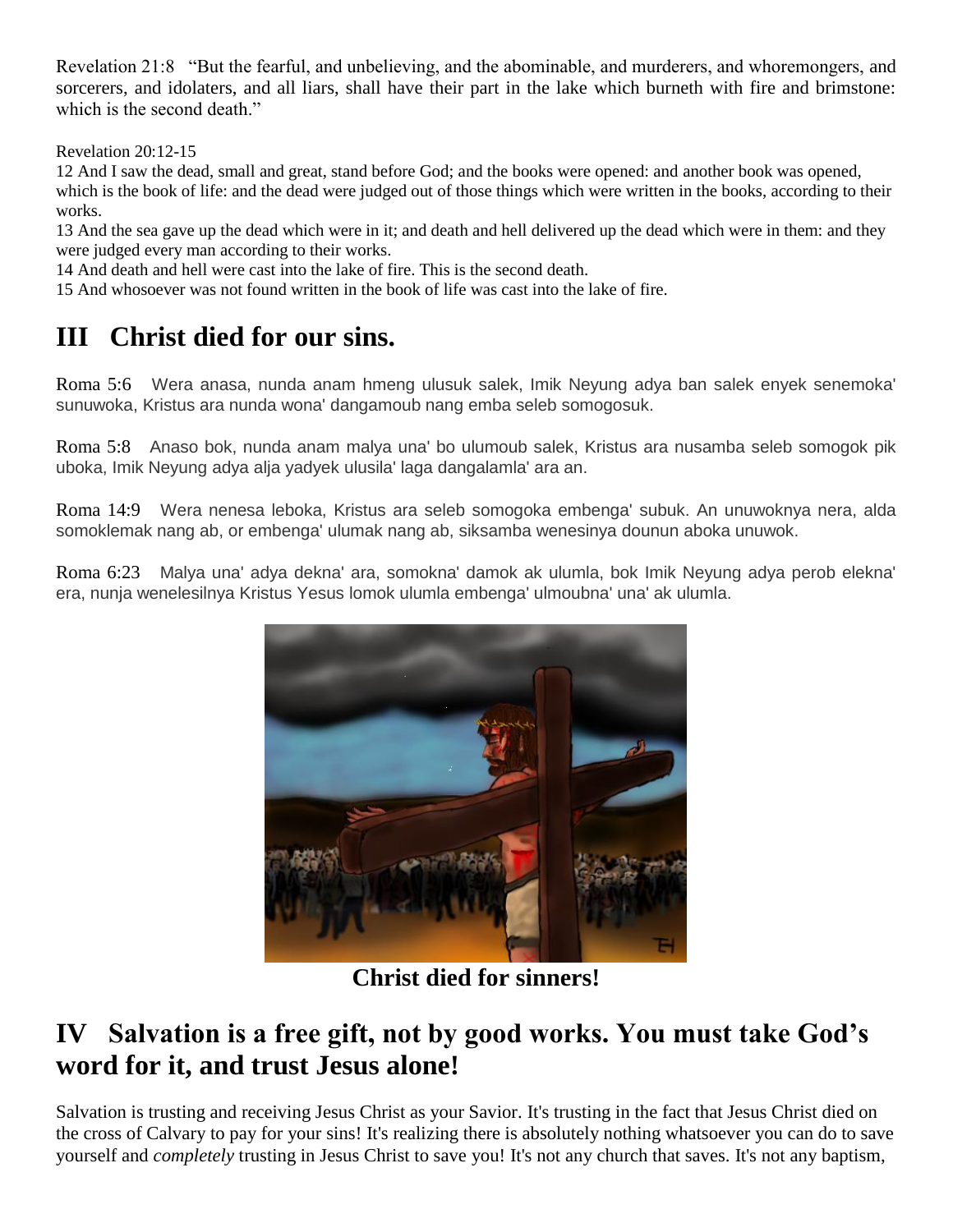Revelation 21:8 "But the fearful, and unbelieving, and the abominable, and murderers, and whoremongers, and sorcerers, and idolaters, and all liars, shall have their part in the lake which burneth with fire and brimstone: which is the second death."

Revelation 20:12-15
12 And I saw the dead, small and great, stand before God; and the books were opened: and another book was opened, which is the book of life: and the dead were judged out of those things which were written in the books, according to their works.
13 And the sea gave up the dead which were in it; and death and hell delivered up the dead which were in them: and they were judged every man according to their works.
14 And death and hell were cast into the lake of fire. This is the second death.
15 And whosoever was not found written in the book of life was cast into the lake of fire.

## III Christ died for our sins.

Roma 5:6 Wera anasa, nunda anam hmeng ulusuk salek, Imik Neyung adya ban salek enyek senemoka' sunuwoka, Kristus ara nunda wona' dangamoub nang emba seleb somogosuk.

Roma 5:8 Anaso bok, nunda anam malya una' bo ulumoub salek, Kristus ara nusamba seleb somogok pik uboka, Imik Neyung adya alja yadyek ulusila' laga dangalamla' ara an.

Roma 14:9 Wera nenesa leboka, Kristus ara seleb somogoka embenga' subuk. An unuwoknya nera, alda somoklemak nang ab, or embenga' ulumak nang ab, siksamba wenesinya dounun aboka unuwok.

Roma 6:23 Malya una' adya dekna' ara, somokna' damok ak ulumla, bok Imik Neyung adya perob elekna' era, nunja wenelesilnya Kristus Yesus lomok ulumla embenga' ulmoubna' una' ak ulumla.

**Christ died for sinners!**

## IV Salvation is a free gift, not by good works. You must take God's word for it, and trust Jesus alone!

Salvation is trusting and receiving Jesus Christ as your Savior. It's trusting in the fact that Jesus Christ died on the cross of Calvary to pay for your sins! It's realizing there is absolutely nothing whatsoever you can do to save yourself and *completely* trusting in Jesus Christ to save you! It's not any church that saves. It's not any baptism,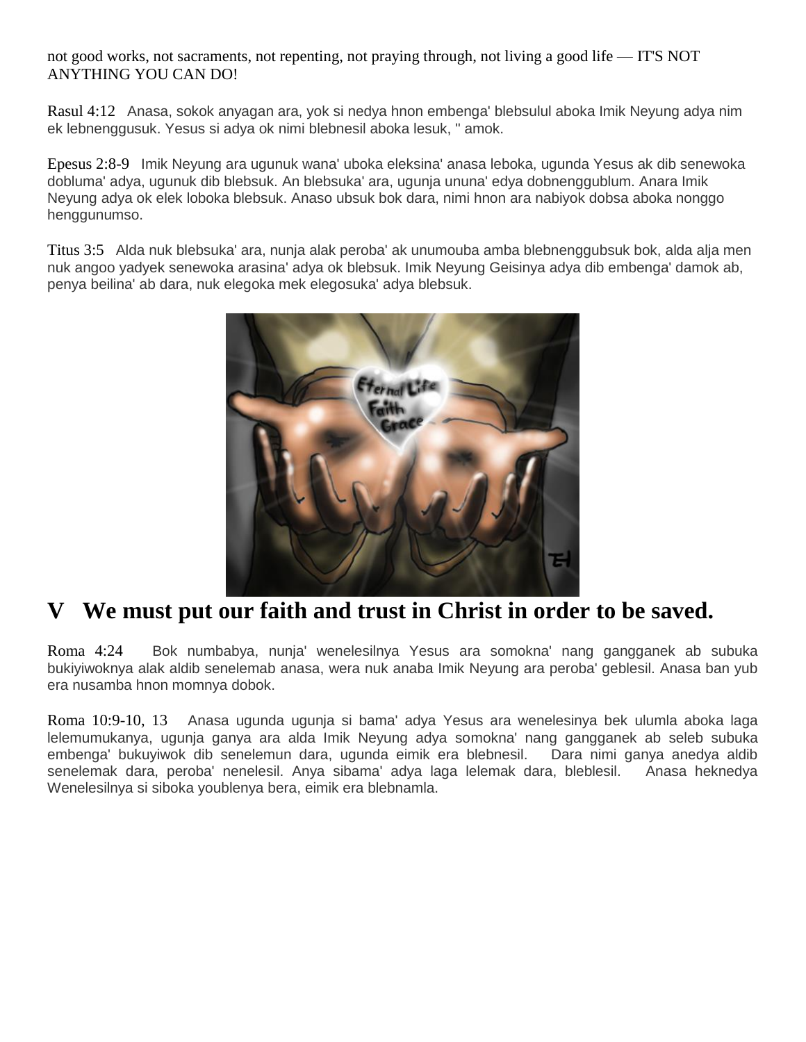not good works, not sacraments, not repenting, not praying through, not living a good life — IT'S NOT ANYTHING YOU CAN DO!

Rasul 4:12   Anasa, sokok anyagan ara, yok si nedya hnon embenga' blebsulul aboka Imik Neyung adya nim ek lebnenggusuk. Yesus si adya ok nimi blebnesil aboka lesuk, " amok.

Epesus 2:8-9   Imik Neyung ara ugunuk wana' uboka eleksina' anasa leboka, ugunda Yesus ak dib senewoka dobluma' adya, ugunuk dib blebsuk. An blebsuka' ara, ugunja ununa' edya dobnenggublum. Anara Imik Neyung adya ok elek loboka blebsuk. Anaso ubsuk bok dara, nimi hnon ara nabiyok dobsa aboka nonggo henggunumso.

Titus 3:5   Alda nuk blebsuka' ara, nunja alak peroba' ak unumouba amba blebnenggubsuk bok, alda alja men nuk angoo yadyek senewoka arasina' adya ok blebsuk. Imik Neyung Geisinya adya dib embenga' damok ab, penya beilina' ab dara, nuk elegoka mek elegosuka' adya blebsuk.

## V   We must put our faith and trust in Christ in order to be saved.

Roma 4:24   Bok numbabya, nunja' wenelesilnya Yesus ara somokna' nang gangganek ab subuka bukiyiwoknya alak aldib senelemab anasa, wera nuk anaba Imik Neyung ara peroba' geblesil. Anasa ban yub era nusamba hnon momnya dobok.

Roma 10:9-10, 13   Anasa ugunda ugunja si bama' adya Yesus ara wenelesinya bek ulumla aboka laga lelemumukanya, ugunja ganya ara alda Imik Neyung adya somokna' nang gangganek ab seleb subuka embenga' bukuyiwok dib senelemun dara, ugunda eimik era blebnesil.   Dara nimi ganya anedya aldib senelemak dara, peroba' nenelesil. Anya sibama' adya laga lelemak dara, bleblesil.   Anasa heknedya Wenelesilnya si siboka youblenya bera, eimik era blebnamla.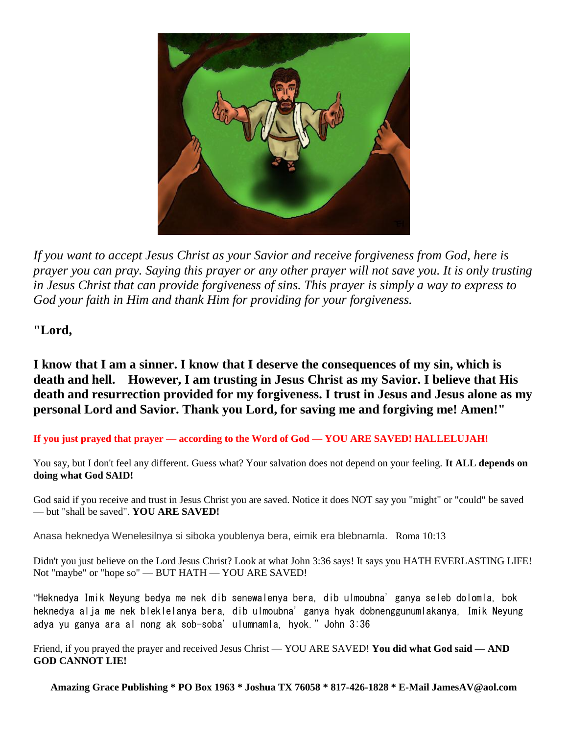*If you want to accept Jesus Christ as your Savior and receive forgiveness from God, here is prayer you can pray. Saying this prayer or any other prayer will not save you. It is only trusting in Jesus Christ that can provide forgiveness of sins. This prayer is simply a way to express to God your faith in Him and thank Him for providing for your forgiveness.*

**"Lord,**

**I know that I am a sinner. I know that I deserve the consequences of my sin, which is death and hell. However, I am trusting in Jesus Christ as my Savior. I believe that His death and resurrection provided for my forgiveness. I trust in Jesus and Jesus alone as my personal Lord and Savior. Thank you Lord, for saving me and forgiving me! Amen!"**

**If you just prayed that prayer — according to the Word of God — YOU ARE SAVED! HALLELUJAH!**

You say, but I don't feel any different. Guess what? Your salvation does not depend on your feeling. **It ALL depends on doing what God SAID!**

God said if you receive and trust in Jesus Christ you are saved. Notice it does NOT say you "might" or "could" be saved — but "shall be saved". **YOU ARE SAVED!**

Anasa heknedya Wenelesilnya si siboka youblenya bera, eimik era blebnamla. Roma 10:13

Didn't you just believe on the Lord Jesus Christ? Look at what John 3:36 says! It says you HATH EVERLASTING LIFE! Not "maybe" or "hope so" — BUT HATH — YOU ARE SAVED!

"Heknedya Imik Neyung bedya me nek dib senewalenya bera, dib ulmoubna' ganya seleb dolomla, bok heknedya alja me nek bleklelanya bera, dib ulmoubna' ganya hyak dobnenggunumlakanya, Imik Neyung adya yu ganya ara al nong ak sob-soba' ulumnamla, hyok." John 3:36

Friend, if you prayed the prayer and received Jesus Christ — YOU ARE SAVED! **You did what God said — AND GOD CANNOT LIE!**

**Amazing Grace Publishing * PO Box 1963 * Joshua TX 76058 * 817-426-1828 * E-Mail JamesAV@aol.com**